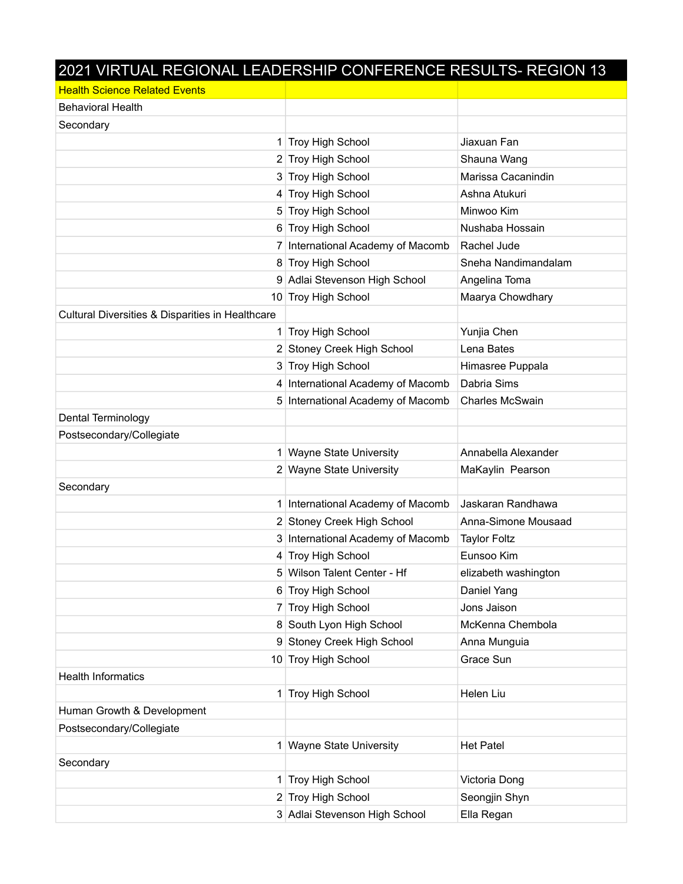| 2021 VIRTUAL REGIONAL LEADERSHIP CONFERENCE RESULTS- REGION 13 | | |
|---|---|---|
| Health Science Related Events | | |
| Behavioral Health | | |
| Secondary | | |
| 1 | Troy High School | Jiaxuan Fan |
| 2 | Troy High School | Shauna Wang |
| 3 | Troy High School | Marissa Cacanindin |
| 4 | Troy High School | Ashna Atukuri |
| 5 | Troy High School | Minwoo Kim |
| 6 | Troy High School | Nushaba Hossain |
| 7 | International Academy of Macomb | Rachel Jude |
| 8 | Troy High School | Sneha Nandimandalam |
| 9 | Adlai Stevenson High School | Angelina Toma |
| 10 | Troy High School | Maarya Chowdhary |
| Cultural Diversities & Disparities in Healthcare | | |
| 1 | Troy High School | Yunjia Chen |
| 2 | Stoney Creek High School | Lena Bates |
| 3 | Troy High School | Himasree Puppala |
| 4 | International Academy of Macomb | Dabria Sims |
| 5 | International Academy of Macomb | Charles McSwain |
| Dental Terminology | | |
| Postsecondary/Collegiate | | |
| 1 | Wayne State University | Annabella Alexander |
| 2 | Wayne State University | MaKaylin Pearson |
| Secondary | | |
| 1 | International Academy of Macomb | Jaskaran Randhawa |
| 2 | Stoney Creek High School | Anna-Simone Mousaad |
| 3 | International Academy of Macomb | Taylor Foltz |
| 4 | Troy High School | Eunsoo Kim |
| 5 | Wilson Talent Center - Hf | elizabeth washington |
| 6 | Troy High School | Daniel Yang |
| 7 | Troy High School | Jons Jaison |
| 8 | South Lyon High School | McKenna Chembola |
| 9 | Stoney Creek High School | Anna Munguia |
| 10 | Troy High School | Grace Sun |
| Health Informatics | | |
| 1 | Troy High School | Helen Liu |
| Human Growth & Development | | |
| Postsecondary/Collegiate | | |
| 1 | Wayne State University | Het Patel |
| Secondary | | |
| 1 | Troy High School | Victoria Dong |
| 2 | Troy High School | Seongjin Shyn |
| 3 | Adlai Stevenson High School | Ella Regan |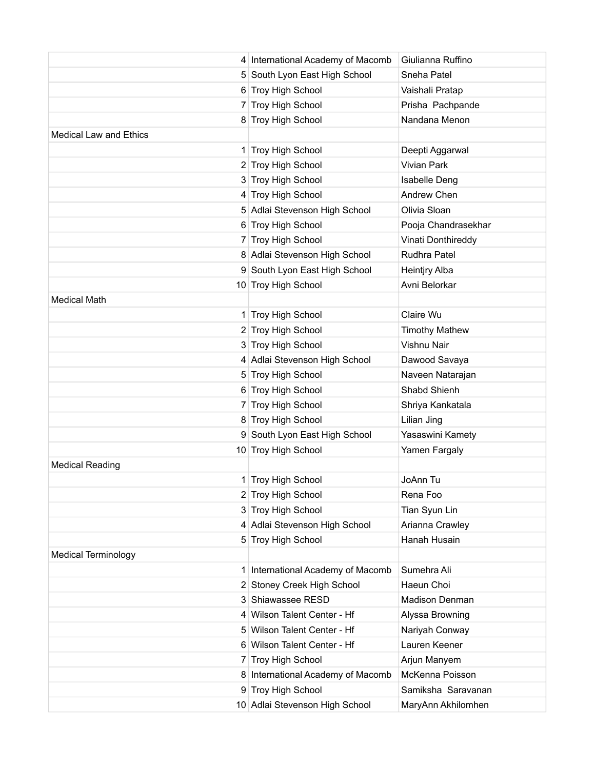| | | | |
|---|---|---|---|
| | 4 | International Academy of Macomb | Giulianna Ruffino |
| | 5 | South Lyon East High School | Sneha Patel |
| | 6 | Troy High School | Vaishali Pratap |
| | 7 | Troy High School | Prisha  Pachpande |
| | 8 | Troy High School | Nandana Menon |
| Medical Law and Ethics | | | |
| | 1 | Troy High School | Deepti Aggarwal |
| | 2 | Troy High School | Vivian Park |
| | 3 | Troy High School | Isabelle Deng |
| | 4 | Troy High School | Andrew Chen |
| | 5 | Adlai Stevenson High School | Olivia Sloan |
| | 6 | Troy High School | Pooja Chandrasekhar |
| | 7 | Troy High School | Vinati Donthireddy |
| | 8 | Adlai Stevenson High School | Rudhra Patel |
| | 9 | South Lyon East High School | Heintjry Alba |
| | 10 | Troy High School | Avni Belorkar |
| Medical Math | | | |
| | 1 | Troy High School | Claire Wu |
| | 2 | Troy High School | Timothy Mathew |
| | 3 | Troy High School | Vishnu Nair |
| | 4 | Adlai Stevenson High School | Dawood Savaya |
| | 5 | Troy High School | Naveen Natarajan |
| | 6 | Troy High School | Shabd Shienh |
| | 7 | Troy High School | Shriya Kankatala |
| | 8 | Troy High School | Lilian Jing |
| | 9 | South Lyon East High School | Yasaswini Kamety |
| | 10 | Troy High School | Yamen Fargaly |
| Medical Reading | | | |
| | 1 | Troy High School | JoAnn Tu |
| | 2 | Troy High School | Rena Foo |
| | 3 | Troy High School | Tian Syun Lin |
| | 4 | Adlai Stevenson High School | Arianna Crawley |
| | 5 | Troy High School | Hanah Husain |
| Medical Terminology | | | |
| | 1 | International Academy of Macomb | Sumehra Ali |
| | 2 | Stoney Creek High School | Haeun Choi |
| | 3 | Shiawassee RESD | Madison Denman |
| | 4 | Wilson Talent Center - Hf | Alyssa Browning |
| | 5 | Wilson Talent Center - Hf | Nariyah Conway |
| | 6 | Wilson Talent Center - Hf | Lauren Keener |
| | 7 | Troy High School | Arjun Manyem |
| | 8 | International Academy of Macomb | McKenna Poisson |
| | 9 | Troy High School | Samiksha  Saravanan |
| | 10 | Adlai Stevenson High School | MaryAnn Akhilomhen |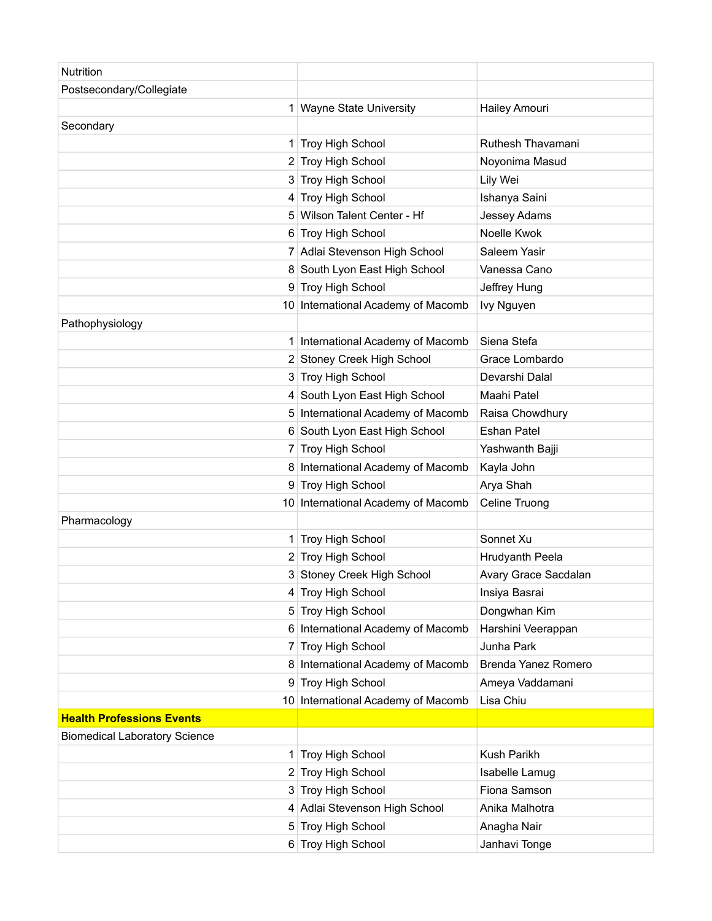| Nutrition | | |
|---|---|---|
| Postsecondary/Collegiate | | |
| 1 | Wayne State University | Hailey Amouri |
| Secondary | | |
| 1 | Troy High School | Ruthesh Thavamani |
| 2 | Troy High School | Noyonima Masud |
| 3 | Troy High School | Lily Wei |
| 4 | Troy High School | Ishanya Saini |
| 5 | Wilson Talent Center - Hf | Jessey Adams |
| 6 | Troy High School | Noelle Kwok |
| 7 | Adlai Stevenson High School | Saleem Yasir |
| 8 | South Lyon East High School | Vanessa Cano |
| 9 | Troy High School | Jeffrey Hung |
| 10 | International Academy of Macomb | Ivy Nguyen |
| Pathophysiology | | |
| 1 | International Academy of Macomb | Siena Stefa |
| 2 | Stoney Creek High School | Grace Lombardo |
| 3 | Troy High School | Devarshi Dalal |
| 4 | South Lyon East High School | Maahi Patel |
| 5 | International Academy of Macomb | Raisa Chowdhury |
| 6 | South Lyon East High School | Eshan Patel |
| 7 | Troy High School | Yashwanth Bajji |
| 8 | International Academy of Macomb | Kayla John |
| 9 | Troy High School | Arya Shah |
| 10 | International Academy of Macomb | Celine Truong |
| Pharmacology | | |
| 1 | Troy High School | Sonnet Xu |
| 2 | Troy High School | Hrudyanth Peela |
| 3 | Stoney Creek High School | Avary Grace Sacdalan |
| 4 | Troy High School | Insiya Basrai |
| 5 | Troy High School | Dongwhan Kim |
| 6 | International Academy of Macomb | Harshini Veerappan |
| 7 | Troy High School | Junha Park |
| 8 | International Academy of Macomb | Brenda Yanez Romero |
| 9 | Troy High School | Ameya Vaddamani |
| 10 | International Academy of Macomb | Lisa Chiu |
| **Health Professions Events** | | |
| Biomedical Laboratory Science | | |
| 1 | Troy High School | Kush Parikh |
| 2 | Troy High School | Isabelle Lamug |
| 3 | Troy High School | Fiona Samson |
| 4 | Adlai Stevenson High School | Anika Malhotra |
| 5 | Troy High School | Anagha Nair |
| 6 | Troy High School | Janhavi Tonge |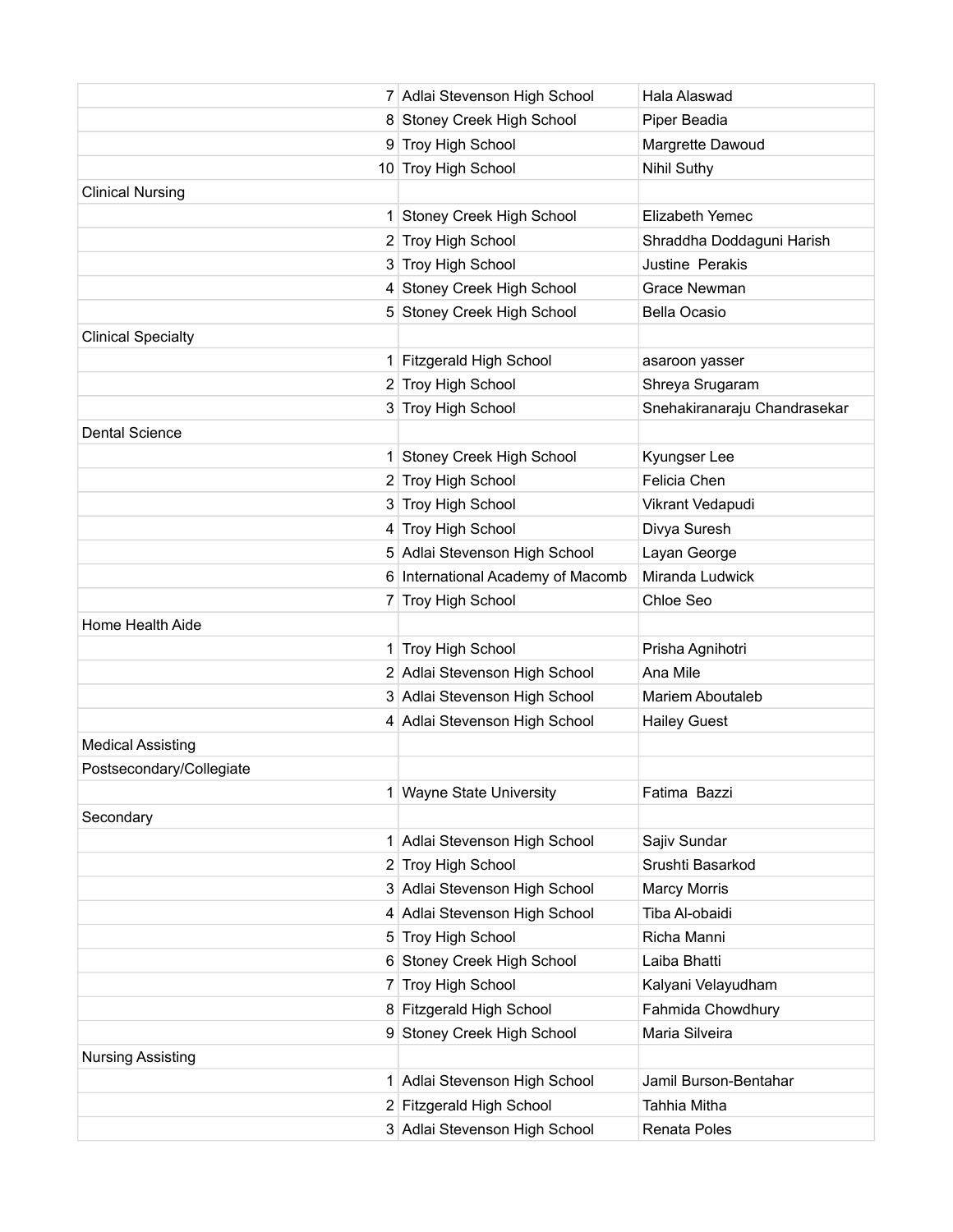| | | | |
|---|---|---|---|
| | 7 | Adlai Stevenson High School | Hala Alaswad |
| | 8 | Stoney Creek High School | Piper Beadia |
| | 9 | Troy High School | Margrette Dawoud |
| | 10 | Troy High School | Nihil Suthy |
| Clinical Nursing | | | |
| | 1 | Stoney Creek High School | Elizabeth Yemec |
| | 2 | Troy High School | Shraddha Doddaguni Harish |
| | 3 | Troy High School | Justine Perakis |
| | 4 | Stoney Creek High School | Grace Newman |
| | 5 | Stoney Creek High School | Bella Ocasio |
| Clinical Specialty | | | |
| | 1 | Fitzgerald High School | asaroon yasser |
| | 2 | Troy High School | Shreya Srugaram |
| | 3 | Troy High School | Snehakiranaraju Chandrasekar |
| Dental Science | | | |
| | 1 | Stoney Creek High School | Kyungser Lee |
| | 2 | Troy High School | Felicia Chen |
| | 3 | Troy High School | Vikrant Vedapudi |
| | 4 | Troy High School | Divya Suresh |
| | 5 | Adlai Stevenson High School | Layan George |
| | 6 | International Academy of Macomb | Miranda Ludwick |
| | 7 | Troy High School | Chloe Seo |
| Home Health Aide | | | |
| | 1 | Troy High School | Prisha Agnihotri |
| | 2 | Adlai Stevenson High School | Ana Mile |
| | 3 | Adlai Stevenson High School | Mariem Aboutaleb |
| | 4 | Adlai Stevenson High School | Hailey Guest |
| Medical Assisting | | | |
| Postsecondary/Collegiate | | | |
| | 1 | Wayne State University | Fatima Bazzi |
| Secondary | | | |
| | 1 | Adlai Stevenson High School | Sajiv Sundar |
| | 2 | Troy High School | Srushti Basarkod |
| | 3 | Adlai Stevenson High School | Marcy Morris |
| | 4 | Adlai Stevenson High School | Tiba Al-obaidi |
| | 5 | Troy High School | Richa Manni |
| | 6 | Stoney Creek High School | Laiba Bhatti |
| | 7 | Troy High School | Kalyani Velayudham |
| | 8 | Fitzgerald High School | Fahmida Chowdhury |
| | 9 | Stoney Creek High School | Maria Silveira |
| Nursing Assisting | | | |
| | 1 | Adlai Stevenson High School | Jamil Burson-Bentahar |
| | 2 | Fitzgerald High School | Tahhia Mitha |
| | 3 | Adlai Stevenson High School | Renata Poles |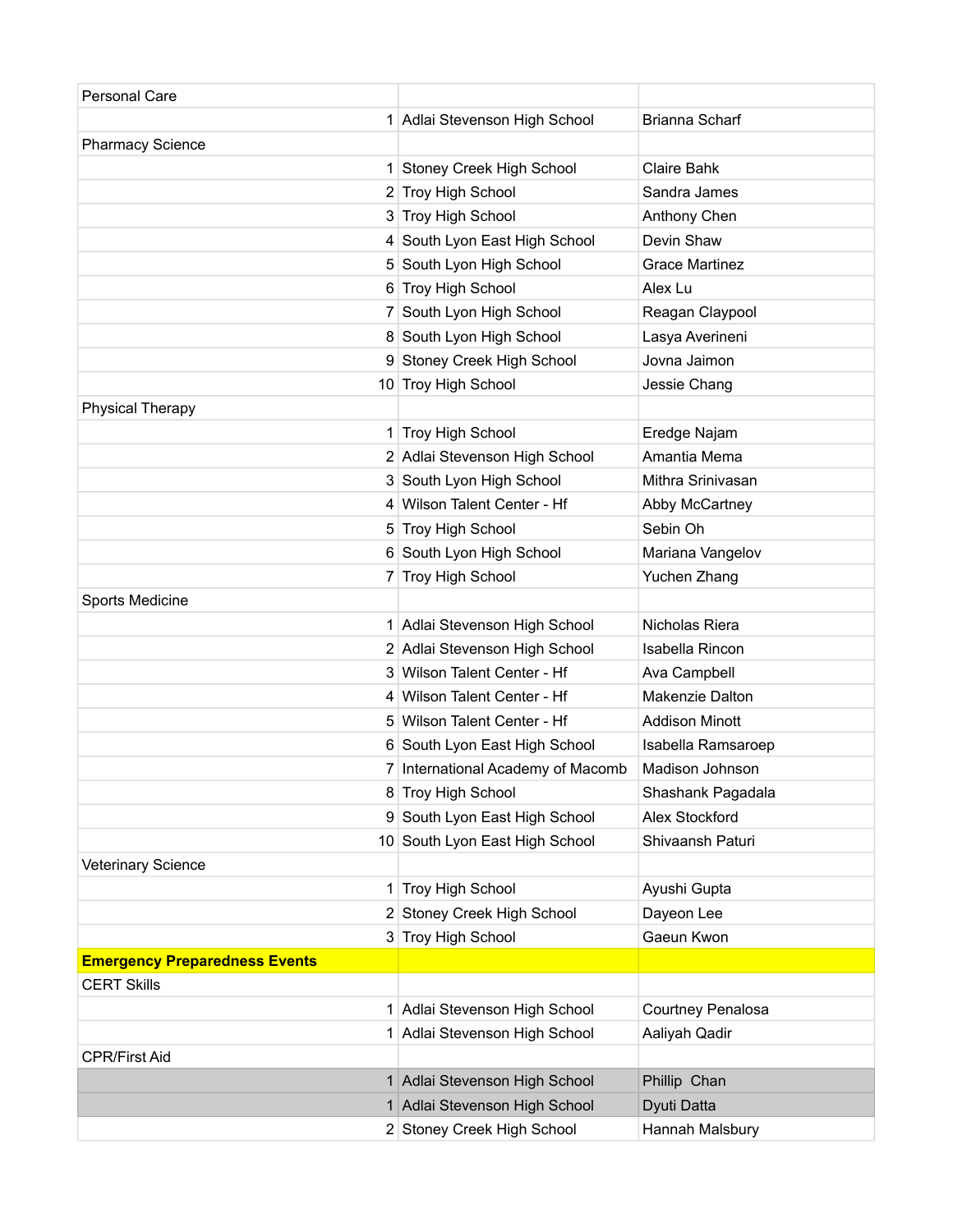| | | |
|---|---|---|
| Personal Care | | |
| 1 | Adlai Stevenson High School | Brianna Scharf |
| Pharmacy Science | | |
| 1 | Stoney Creek High School | Claire Bahk |
| 2 | Troy High School | Sandra James |
| 3 | Troy High School | Anthony Chen |
| 4 | South Lyon East High School | Devin Shaw |
| 5 | South Lyon High School | Grace Martinez |
| 6 | Troy High School | Alex Lu |
| 7 | South Lyon High School | Reagan Claypool |
| 8 | South Lyon High School | Lasya Averineni |
| 9 | Stoney Creek High School | Jovna Jaimon |
| 10 | Troy High School | Jessie Chang |
| Physical Therapy | | |
| 1 | Troy High School | Eredge Najam |
| 2 | Adlai Stevenson High School | Amantia Mema |
| 3 | South Lyon High School | Mithra Srinivasan |
| 4 | Wilson Talent Center - Hf | Abby McCartney |
| 5 | Troy High School | Sebin Oh |
| 6 | South Lyon High School | Mariana Vangelov |
| 7 | Troy High School | Yuchen Zhang |
| Sports Medicine | | |
| 1 | Adlai Stevenson High School | Nicholas Riera |
| 2 | Adlai Stevenson High School | Isabella Rincon |
| 3 | Wilson Talent Center - Hf | Ava Campbell |
| 4 | Wilson Talent Center - Hf | Makenzie Dalton |
| 5 | Wilson Talent Center - Hf | Addison Minott |
| 6 | South Lyon East High School | Isabella Ramsaroep |
| 7 | International Academy of Macomb | Madison Johnson |
| 8 | Troy High School | Shashank Pagadala |
| 9 | South Lyon East High School | Alex Stockford |
| 10 | South Lyon East High School | Shivaansh Paturi |
| Veterinary Science | | |
| 1 | Troy High School | Ayushi Gupta |
| 2 | Stoney Creek High School | Dayeon Lee |
| 3 | Troy High School | Gaeun Kwon |
| **Emergency Preparedness Events** | | |
| CERT Skills | | |
| 1 | Adlai Stevenson High School | Courtney Penalosa |
| 1 | Adlai Stevenson High School | Aaliyah Qadir |
| CPR/First Aid | | |
| 1 | Adlai Stevenson High School | Phillip Chan |
| 1 | Adlai Stevenson High School | Dyuti Datta |
| 2 | Stoney Creek High School | Hannah Malsbury |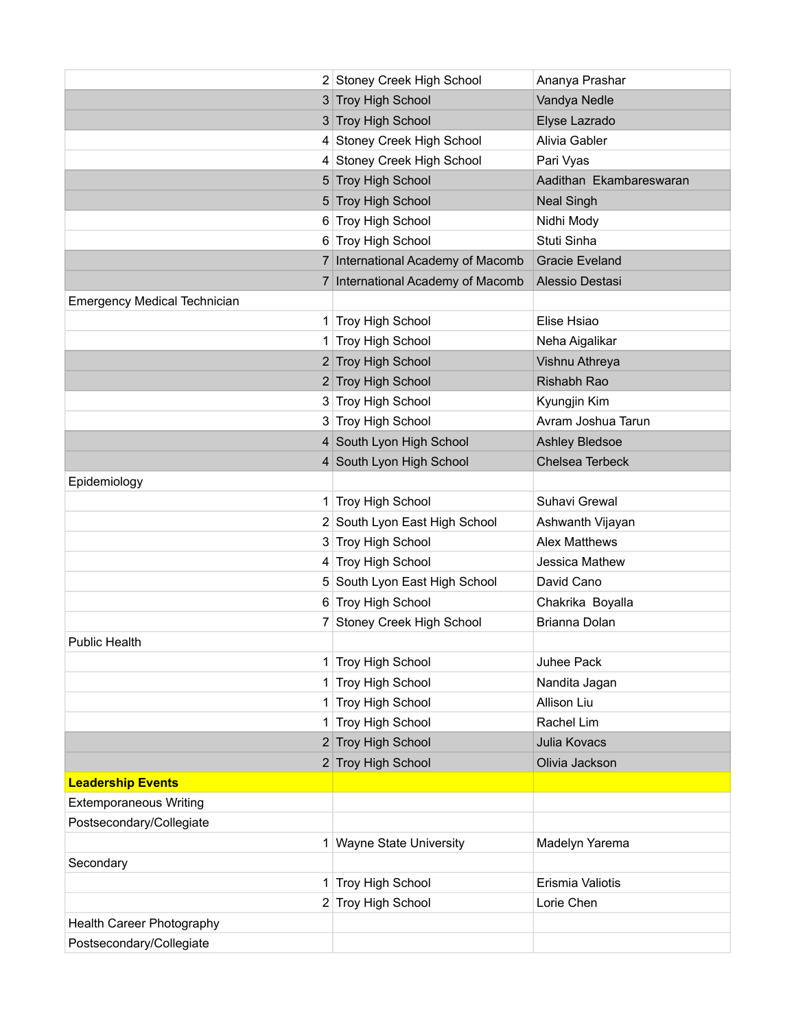| | | |
|---|---|---|
| 2 | Stoney Creek High School | Ananya Prashar |
| 3 | Troy High School | Vandya Nedle |
| 3 | Troy High School | Elyse Lazrado |
| 4 | Stoney Creek High School | Alivia Gabler |
| 4 | Stoney Creek High School | Pari Vyas |
| 5 | Troy High School | Aadithan Ekambareswaran |
| 5 | Troy High School | Neal Singh |
| 6 | Troy High School | Nidhi Mody |
| 6 | Troy High School | Stuti Sinha |
| 7 | International Academy of Macomb | Gracie Eveland |
| 7 | International Academy of Macomb | Alessio Destasi |
| Emergency Medical Technician | | |
| 1 | Troy High School | Elise Hsiao |
| 1 | Troy High School | Neha Aigalikar |
| 2 | Troy High School | Vishnu Athreya |
| 2 | Troy High School | Rishabh Rao |
| 3 | Troy High School | Kyungjin Kim |
| 3 | Troy High School | Avram Joshua Tarun |
| 4 | South Lyon High School | Ashley Bledsoe |
| 4 | South Lyon High School | Chelsea Terbeck |
| Epidemiology | | |
| 1 | Troy High School | Suhavi Grewal |
| 2 | South Lyon East High School | Ashwanth Vijayan |
| 3 | Troy High School | Alex Matthews |
| 4 | Troy High School | Jessica Mathew |
| 5 | South Lyon East High School | David Cano |
| 6 | Troy High School | Chakrika Boyalla |
| 7 | Stoney Creek High School | Brianna Dolan |
| Public Health | | |
| 1 | Troy High School | Juhee Pack |
| 1 | Troy High School | Nandita Jagan |
| 1 | Troy High School | Allison Liu |
| 1 | Troy High School | Rachel Lim |
| 2 | Troy High School | Julia Kovacs |
| 2 | Troy High School | Olivia Jackson |
| **Leadership Events** | | |
| Extemporaneous Writing | | |
| Postsecondary/Collegiate | | |
| 1 | Wayne State University | Madelyn Yarema |
| Secondary | | |
| 1 | Troy High School | Erismia Valiotis |
| 2 | Troy High School | Lorie Chen |
| Health Career Photography | | |
| Postsecondary/Collegiate | | |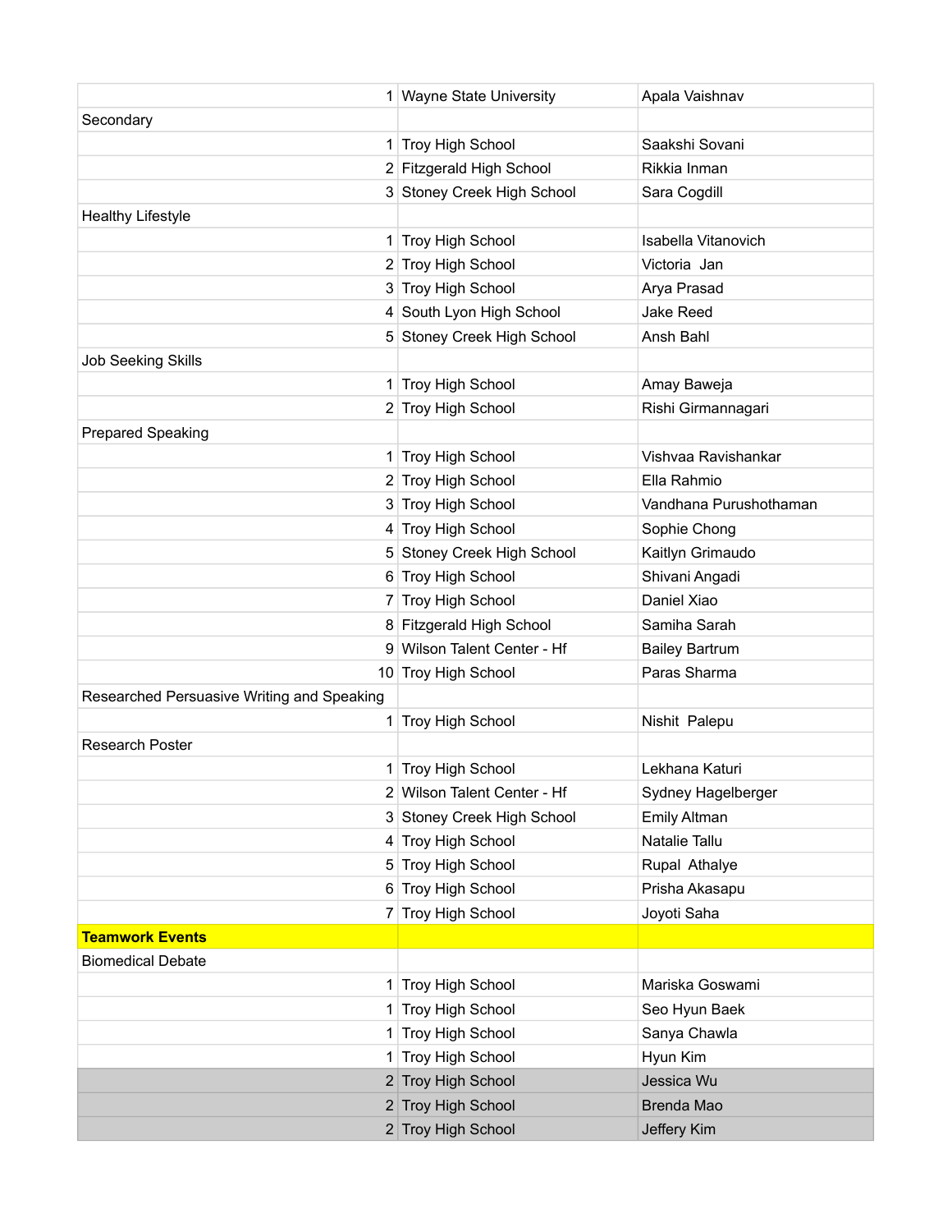| | | |
|---|---|---|
| 1 | Wayne State University | Apala Vaishnav |
| Secondary | | |
| 1 | Troy High School | Saakshi Sovani |
| 2 | Fitzgerald High School | Rikkia Inman |
| 3 | Stoney Creek High School | Sara Cogdill |
| Healthy Lifestyle | | |
| 1 | Troy High School | Isabella Vitanovich |
| 2 | Troy High School | Victoria  Jan |
| 3 | Troy High School | Arya Prasad |
| 4 | South Lyon High School | Jake Reed |
| 5 | Stoney Creek High School | Ansh Bahl |
| Job Seeking Skills | | |
| 1 | Troy High School | Amay Baweja |
| 2 | Troy High School | Rishi Girmannagari |
| Prepared Speaking | | |
| 1 | Troy High School | Vishvaa Ravishankar |
| 2 | Troy High School | Ella Rahmio |
| 3 | Troy High School | Vandhana Purushothaman |
| 4 | Troy High School | Sophie Chong |
| 5 | Stoney Creek High School | Kaitlyn Grimaudo |
| 6 | Troy High School | Shivani Angadi |
| 7 | Troy High School | Daniel Xiao |
| 8 | Fitzgerald High School | Samiha Sarah |
| 9 | Wilson Talent Center - Hf | Bailey Bartrum |
| 10 | Troy High School | Paras Sharma |
| Researched Persuasive Writing and Speaking | | |
| 1 | Troy High School | Nishit  Palepu |
| Research Poster | | |
| 1 | Troy High School | Lekhana Katuri |
| 2 | Wilson Talent Center - Hf | Sydney Hagelberger |
| 3 | Stoney Creek High School | Emily Altman |
| 4 | Troy High School | Natalie Tallu |
| 5 | Troy High School | Rupal  Athalye |
| 6 | Troy High School | Prisha Akasapu |
| 7 | Troy High School | Joyoti Saha |
| **Teamwork Events** | | |
| Biomedical Debate | | |
| 1 | Troy High School | Mariska Goswami |
| 1 | Troy High School | Seo Hyun Baek |
| 1 | Troy High School | Sanya Chawla |
| 1 | Troy High School | Hyun Kim |
| 2 | Troy High School | Jessica Wu |
| 2 | Troy High School | Brenda Mao |
| 2 | Troy High School | Jeffery Kim |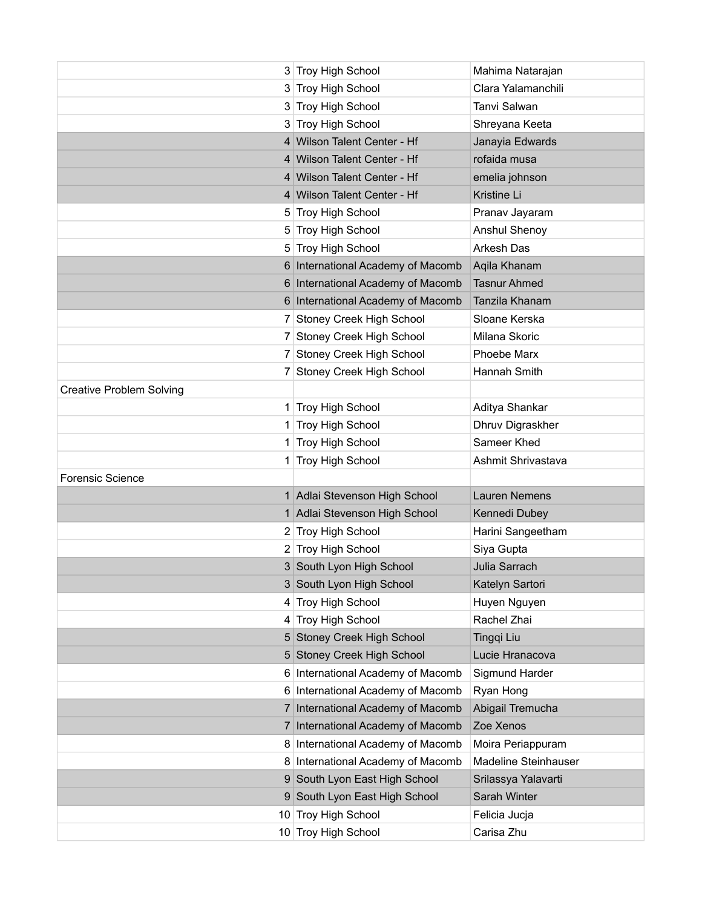|  |  |  |
|---|---|---|
| 3 | Troy High School | Mahima Natarajan |
| 3 | Troy High School | Clara Yalamanchili |
| 3 | Troy High School | Tanvi Salwan |
| 3 | Troy High School | Shreyana Keeta |
| 4 | Wilson Talent Center - Hf | Janayia Edwards |
| 4 | Wilson Talent Center - Hf | rofaida musa |
| 4 | Wilson Talent Center - Hf | emelia johnson |
| 4 | Wilson Talent Center - Hf | Kristine Li |
| 5 | Troy High School | Pranav Jayaram |
| 5 | Troy High School | Anshul Shenoy |
| 5 | Troy High School | Arkesh Das |
| 6 | International Academy of Macomb | Aqila Khanam |
| 6 | International Academy of Macomb | Tasnur Ahmed |
| 6 | International Academy of Macomb | Tanzila Khanam |
| 7 | Stoney Creek High School | Sloane Kerska |
| 7 | Stoney Creek High School | Milana Skoric |
| 7 | Stoney Creek High School | Phoebe Marx |
| 7 | Stoney Creek High School | Hannah Smith |
| Creative Problem Solving |  |  |
| 1 | Troy High School | Aditya Shankar |
| 1 | Troy High School | Dhruv Digraskher |
| 1 | Troy High School | Sameer Khed |
| 1 | Troy High School | Ashmit Shrivastava |
| Forensic Science |  |  |
| 1 | Adlai Stevenson High School | Lauren Nemens |
| 1 | Adlai Stevenson High School | Kennedi Dubey |
| 2 | Troy High School | Harini Sangeetham |
| 2 | Troy High School | Siya Gupta |
| 3 | South Lyon High School | Julia Sarrach |
| 3 | South Lyon High School | Katelyn Sartori |
| 4 | Troy High School | Huyen Nguyen |
| 4 | Troy High School | Rachel Zhai |
| 5 | Stoney Creek High School | Tingqi Liu |
| 5 | Stoney Creek High School | Lucie Hranacova |
| 6 | International Academy of Macomb | Sigmund Harder |
| 6 | International Academy of Macomb | Ryan Hong |
| 7 | International Academy of Macomb | Abigail Tremucha |
| 7 | International Academy of Macomb | Zoe Xenos |
| 8 | International Academy of Macomb | Moira Periappuram |
| 8 | International Academy of Macomb | Madeline Steinhauser |
| 9 | South Lyon East High School | Srilassya Yalavarti |
| 9 | South Lyon East High School | Sarah Winter |
| 10 | Troy High School | Felicia Jucja |
| 10 | Troy High School | Carisa Zhu |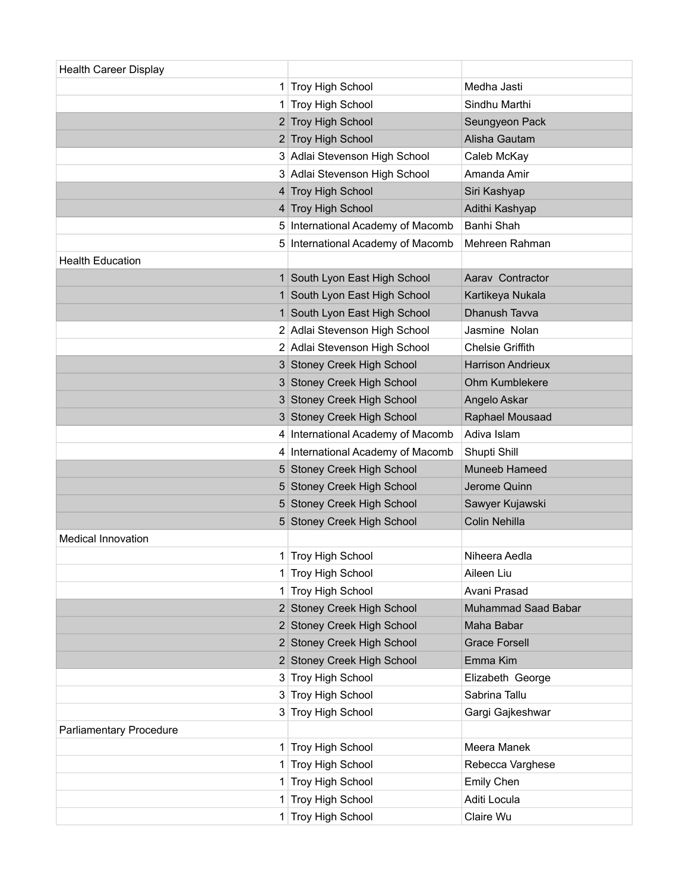| Health Career Display | | |
|---|---|---|
| 1 | Troy High School | Medha Jasti |
| 1 | Troy High School | Sindhu Marthi |
| 2 | Troy High School | Seungyeon Pack |
| 2 | Troy High School | Alisha Gautam |
| 3 | Adlai Stevenson High School | Caleb McKay |
| 3 | Adlai Stevenson High School | Amanda Amir |
| 4 | Troy High School | Siri Kashyap |
| 4 | Troy High School | Adithi Kashyap |
| 5 | International Academy of Macomb | Banhi Shah |
| 5 | International Academy of Macomb | Mehreen Rahman |
| Health Education | | |
| 1 | South Lyon East High School | Aarav Contractor |
| 1 | South Lyon East High School | Kartikeya Nukala |
| 1 | South Lyon East High School | Dhanush Tavva |
| 2 | Adlai Stevenson High School | Jasmine Nolan |
| 2 | Adlai Stevenson High School | Chelsie Griffith |
| 3 | Stoney Creek High School | Harrison Andrieux |
| 3 | Stoney Creek High School | Ohm Kumblekere |
| 3 | Stoney Creek High School | Angelo Askar |
| 3 | Stoney Creek High School | Raphael Mousaad |
| 4 | International Academy of Macomb | Adiva Islam |
| 4 | International Academy of Macomb | Shupti Shill |
| 5 | Stoney Creek High School | Muneeb Hameed |
| 5 | Stoney Creek High School | Jerome Quinn |
| 5 | Stoney Creek High School | Sawyer Kujawski |
| 5 | Stoney Creek High School | Colin Nehilla |
| Medical Innovation | | |
| 1 | Troy High School | Niheera Aedla |
| 1 | Troy High School | Aileen Liu |
| 1 | Troy High School | Avani Prasad |
| 2 | Stoney Creek High School | Muhammad Saad Babar |
| 2 | Stoney Creek High School | Maha Babar |
| 2 | Stoney Creek High School | Grace Forsell |
| 2 | Stoney Creek High School | Emma Kim |
| 3 | Troy High School | Elizabeth George |
| 3 | Troy High School | Sabrina Tallu |
| 3 | Troy High School | Gargi Gajkeshwar |
| Parliamentary Procedure | | |
| 1 | Troy High School | Meera Manek |
| 1 | Troy High School | Rebecca Varghese |
| 1 | Troy High School | Emily Chen |
| 1 | Troy High School | Aditi Locula |
| 1 | Troy High School | Claire Wu |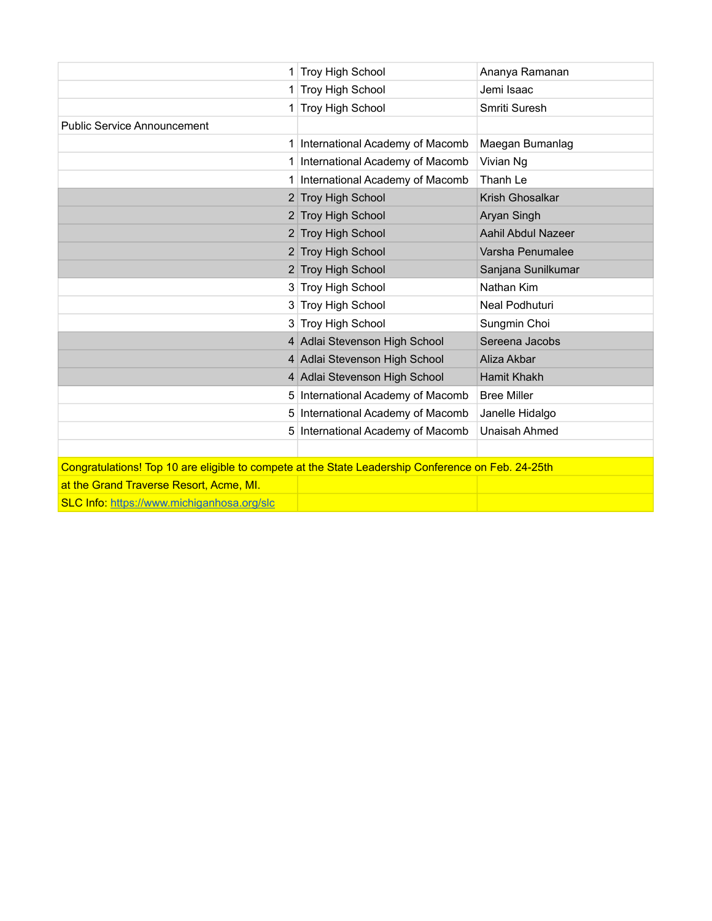| | | |
|---|---|---|
| 1 | Troy High School | Ananya Ramanan |
| 1 | Troy High School | Jemi Isaac |
| 1 | Troy High School | Smriti Suresh |
| Public Service Announcement | | |
| 1 | International Academy of Macomb | Maegan Bumanlag |
| 1 | International Academy of Macomb | Vivian Ng |
| 1 | International Academy of Macomb | Thanh Le |
| 2 | Troy High School | Krish Ghosalkar |
| 2 | Troy High School | Aryan Singh |
| 2 | Troy High School | Aahil Abdul Nazeer |
| 2 | Troy High School | Varsha Penumalee |
| 2 | Troy High School | Sanjana Sunilkumar |
| 3 | Troy High School | Nathan Kim |
| 3 | Troy High School | Neal Podhuturi |
| 3 | Troy High School | Sungmin Choi |
| 4 | Adlai Stevenson High School | Sereena Jacobs |
| 4 | Adlai Stevenson High School | Aliza Akbar |
| 4 | Adlai Stevenson High School | Hamit Khakh |
| 5 | International Academy of Macomb | Bree Miller |
| 5 | International Academy of Macomb | Janelle Hidalgo |
| 5 | International Academy of Macomb | Unaisah Ahmed |
| | | |
| Congratulations! Top 10 are eligible to compete at the State Leadership Conference on Feb. 24-25th | | |
| at the Grand Traverse Resort, Acme, MI. | | |
| SLC Info: https://www.michiganhosa.org/slc | | |